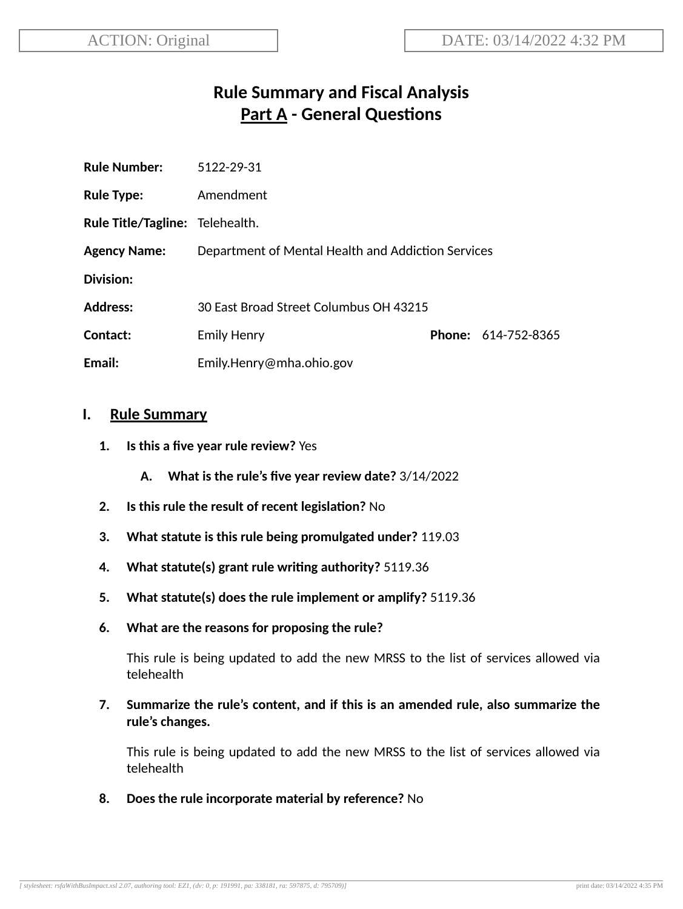ACTION: Original | DATE: 03/14/2022 4:32 PM

# Rule Summary and Fiscal Analysis
## Part A - General Questions

**Rule Number:** 5122-29-31

**Rule Type:** Amendment

**Rule Title/Tagline:** Telehealth.

**Agency Name:** Department of Mental Health and Addiction Services

**Division:**

**Address:** 30 East Broad Street Columbus OH 43215

**Contact:** Emily Henry **Phone:** 614-752-8365

**Email:** Emily.Henry@mha.ohio.gov

## I. Rule Summary

1. **Is this a five year rule review?** Yes

   A. **What is the rule's five year review date?** 3/14/2022

2. **Is this rule the result of recent legislation?** No

3. **What statute is this rule being promulgated under?** 119.03

4. **What statute(s) grant rule writing authority?** 5119.36

5. **What statute(s) does the rule implement or amplify?** 5119.36

6. **What are the reasons for proposing the rule?**

   This rule is being updated to add the new MRSS to the list of services allowed via telehealth

7. **Summarize the rule's content, and if this is an amended rule, also summarize the rule's changes.**

   This rule is being updated to add the new MRSS to the list of services allowed via telehealth

8. **Does the rule incorporate material by reference?** No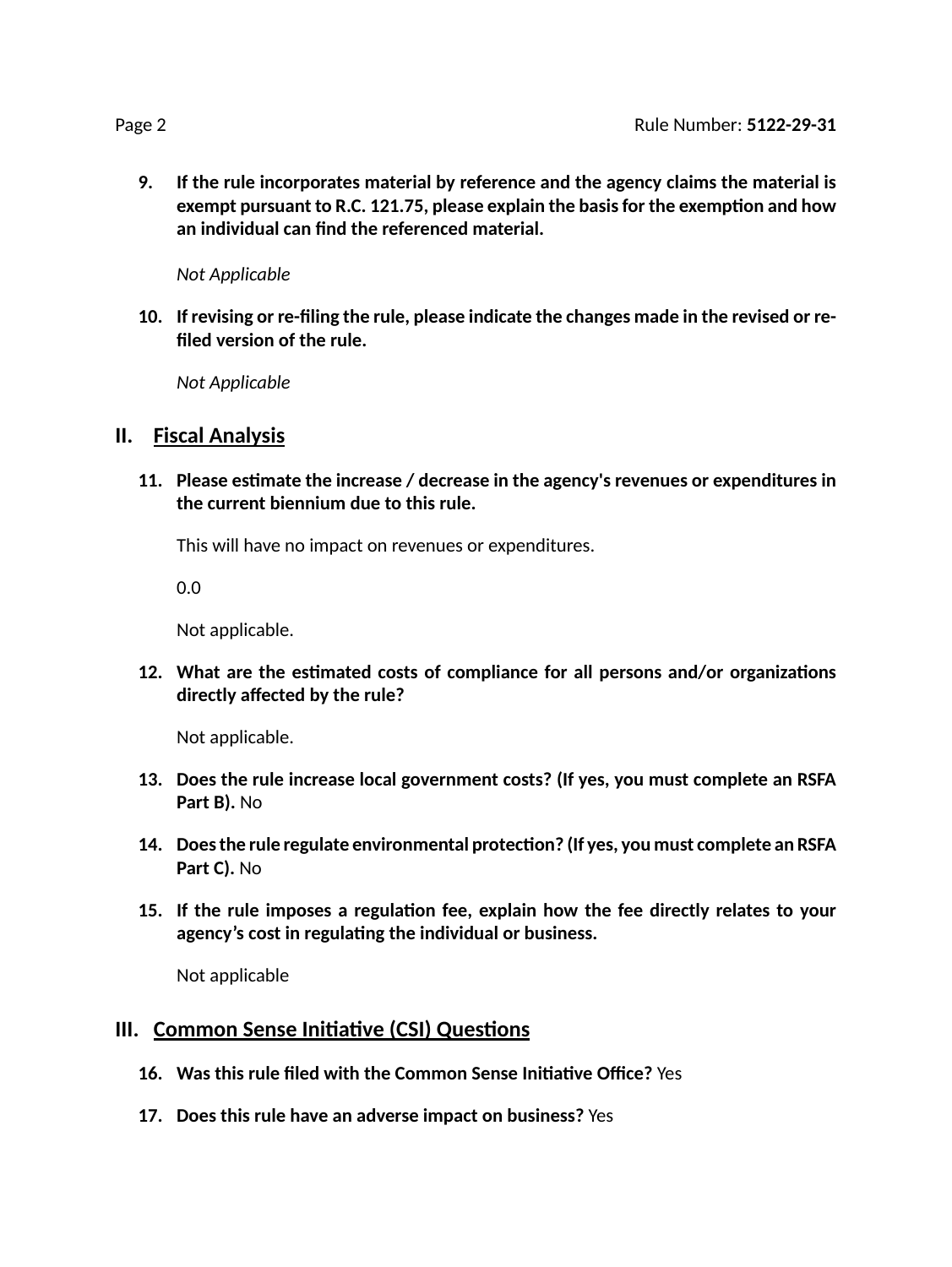9. **If the rule incorporates material by reference and the agency claims the material is exempt pursuant to R.C. 121.75, please explain the basis for the exemption and how an individual can find the referenced material.**

   *Not Applicable*

10. **If revising or re-filing the rule, please indicate the changes made in the revised or re-filed version of the rule.**

    *Not Applicable*

## II. Fiscal Analysis

11. **Please estimate the increase / decrease in the agency's revenues or expenditures in the current biennium due to this rule.**

    This will have no impact on revenues or expenditures.

    0.0

    Not applicable.

12. **What are the estimated costs of compliance for all persons and/or organizations directly affected by the rule?**

    Not applicable.

13. **Does the rule increase local government costs? (If yes, you must complete an RSFA Part B).** No

14. **Does the rule regulate environmental protection? (If yes, you must complete an RSFA Part C).** No

15. **If the rule imposes a regulation fee, explain how the fee directly relates to your agency's cost in regulating the individual or business.**

    Not applicable

## III. Common Sense Initiative (CSI) Questions

16. **Was this rule filed with the Common Sense Initiative Office?** Yes

17. **Does this rule have an adverse impact on business?** Yes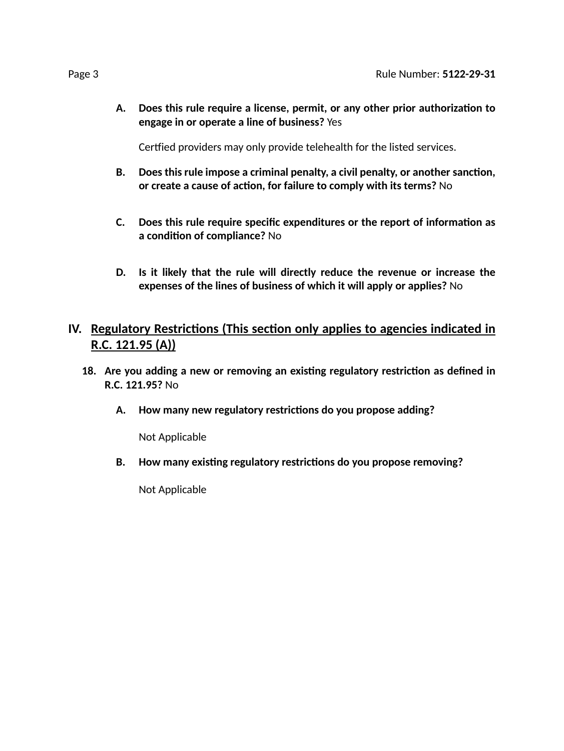A. **Does this rule require a license, permit, or any other prior authorization to engage in or operate a line of business?** Yes

   Certfied providers may only provide telehealth for the listed services.

B. **Does this rule impose a criminal penalty, a civil penalty, or another sanction, or create a cause of action, for failure to comply with its terms?** No

C. **Does this rule require specific expenditures or the report of information as a condition of compliance?** No

D. **Is it likely that the rule will directly reduce the revenue or increase the expenses of the lines of business of which it will apply or applies?** No

## IV. <u>Regulatory Restrictions (This section only applies to agencies indicated in R.C. 121.95 (A))</u>

**18. Are you adding a new or removing an existing regulatory restriction as defined in R.C. 121.95?** No

A. **How many new regulatory restrictions do you propose adding?**

   Not Applicable

B. **How many existing regulatory restrictions do you propose removing?**

   Not Applicable